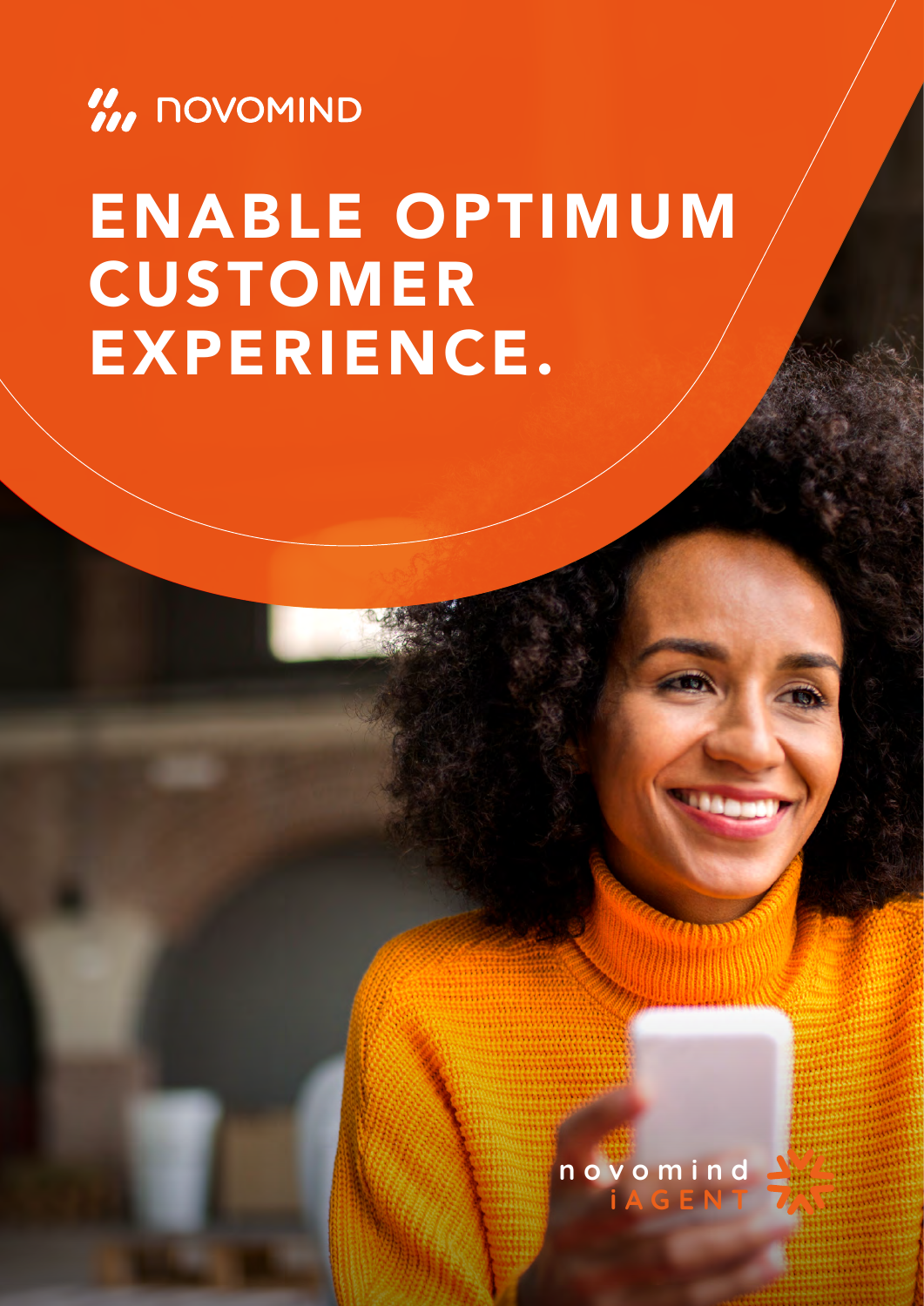NOVOMIND

# ENABLE OPTIMUM CUSTOMER EXPERIENCE.

novomind iAGENT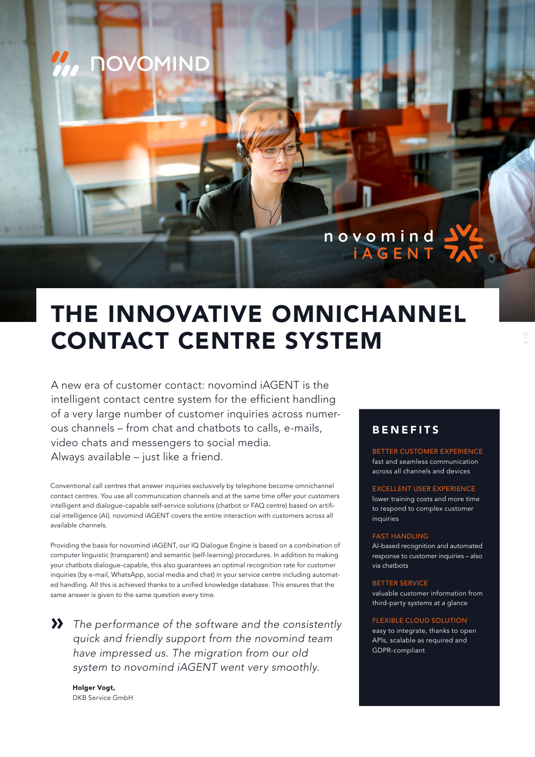# THE INNOVATIVE OMNICHANNEL CONTACT CENTRE SYSTEM

A new era of customer contact: novomind iAGENT is the intelligent contact centre system for the efficient handling of a very large number of customer inquiries across numerous channels – from chat and chatbots to calls, e-mails, video chats and messengers to social media. Always available – just like a friend.

Conventional call centres that answer inquiries exclusively by telephone become omnichannel contact centres. You use all communication channels and at the same time offer your customers intelligent and dialogue-capable self-service solutions (chatbot or FAQ centre) based on artificial intelligence (AI). novomind iAGENT covers the entire interaction with customers across all available channels.

Providing the basis for novomind iAGENT, our IQ Dialogue Engine is based on a combination of computer linguistic (transparent) and semantic (self-learning) procedures. In addition to making your chatbots dialogue-capable, this also guarantees an optimal recognition rate for customer inquiries (by e-mail, WhatsApp, social media and chat) in your service centre including automated handling. All this is achieved thanks to a unified knowledge database. This ensures that the same answer is given to the same question every time.

> *The performance of the software and the consistently quick and friendly support from the novomind team have impressed us. The migration from our old system to novomind iAGENT went very smoothly.*
>
> **Holger Vogt,**
> DKB Service GmbH

## BENEFITS

**BETTER CUSTOMER EXPERIENCE**
fast and seamless communication across all channels and devices

**EXCELLENT USER EXPERIENCE**
lower training costs and more time to respond to complex customer inquiries

**FAST HANDLING**
AI-based recognition and automated response to customer inquiries – also via chatbots

**BETTER SERVICE**
valuable customer information from third-party systems at a glance

**FLEXIBLE CLOUD SOLUTION**
easy to integrate, thanks to open APIs, scalable as required and GDPR-compliant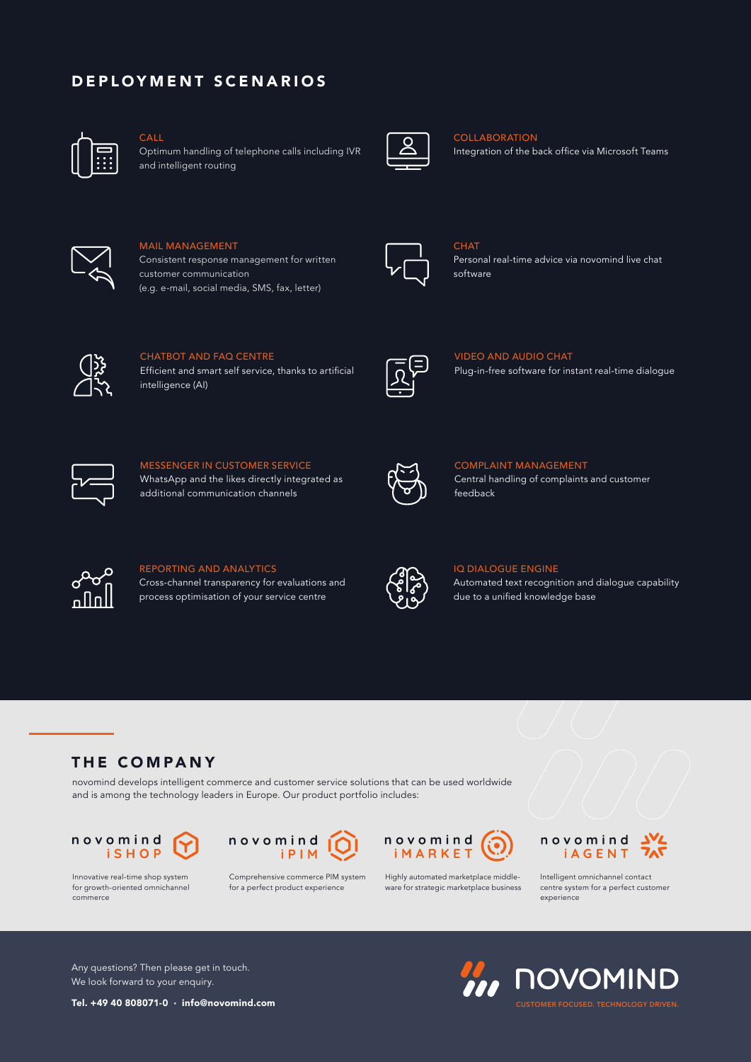## DEPLOYMENT SCENARIOS

**CALL**
Optimum handling of telephone calls including IVR and intelligent routing

**COLLABORATION**
Integration of the back office via Microsoft Teams

**MAIL MANAGEMENT**
Consistent response management for written customer communication
(e.g. e-mail, social media, SMS, fax, letter)

**CHAT**
Personal real-time advice via novomind live chat software

**CHATBOT AND FAQ CENTRE**
Efficient and smart self service, thanks to artificial intelligence (AI)

**VIDEO AND AUDIO CHAT**
Plug-in-free software for instant real-time dialogue

**MESSENGER IN CUSTOMER SERVICE**
WhatsApp and the likes directly integrated as additional communication channels

**COMPLAINT MANAGEMENT**
Central handling of complaints and customer feedback

**REPORTING AND ANALYTICS**
Cross-channel transparency for evaluations and process optimisation of your service centre

**IQ DIALOGUE ENGINE**
Automated text recognition and dialogue capability due to a unified knowledge base

## THE COMPANY

novomind develops intelligent commerce and customer service solutions that can be used worldwide and is among the technology leaders in Europe. Our product portfolio includes:

**novomind iSHOP**
Innovative real-time shop system for growth-oriented omnichannel commerce

**novomind iPIM**
Comprehensive commerce PIM system for a perfect product experience

**novomind iMARKET**
Highly automated marketplace middleware for strategic marketplace business

**novomind iAGENT**
Intelligent omnichannel contact centre system for a perfect customer experience

Any questions? Then please get in touch.
We look forward to your enquiry.

**Tel. +49 40 808071-0 · info@novomind.com**

NOVOMIND
CUSTOMER FOCUSED. TECHNOLOGY DRIVEN.